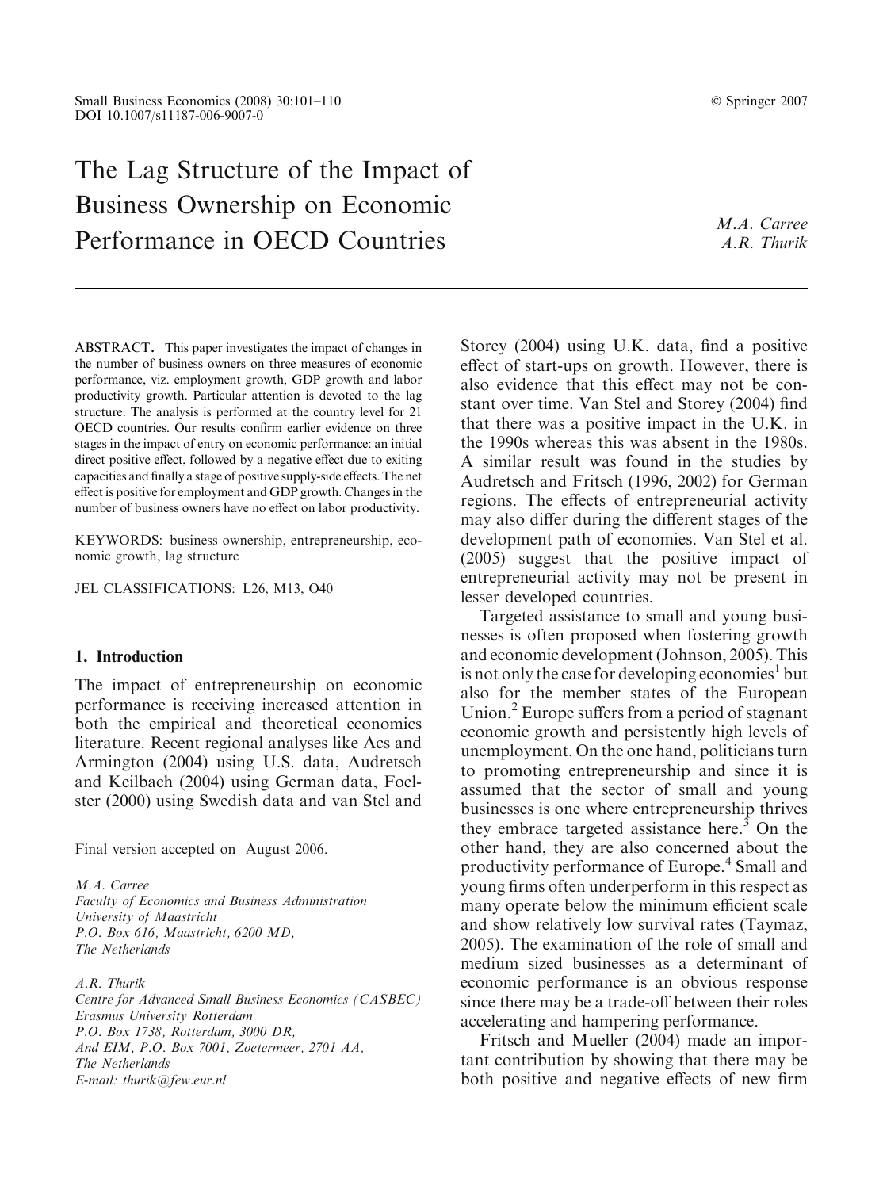# The Lag Structure of the Impact of Business Ownership on Economic Performance in OECD Countries

*M.A. Carree*
*A.R. Thurik*

ABSTRACT. This paper investigates the impact of changes in the number of business owners on three measures of economic performance, viz. employment growth, GDP growth and labor productivity growth. Particular attention is devoted to the lag structure. The analysis is performed at the country level for 21 OECD countries. Our results confirm earlier evidence on three stages in the impact of entry on economic performance: an initial direct positive effect, followed by a negative effect due to exiting capacities and finally a stage of positive supply-side effects. The net effect is positive for employment and GDP growth. Changes in the number of business owners have no effect on labor productivity.

KEYWORDS: business ownership, entrepreneurship, economic growth, lag structure

JEL CLASSIFICATIONS: L26, M13, O40

## 1. Introduction

The impact of entrepreneurship on economic performance is receiving increased attention in both the empirical and theoretical economics literature. Recent regional analyses like Acs and Armington (2004) using U.S. data, Audretsch and Keilbach (2004) using German data, Foelster (2000) using Swedish data and van Stel and Storey (2004) using U.K. data, find a positive effect of start-ups on growth. However, there is also evidence that this effect may not be constant over time. Van Stel and Storey (2004) find that there was a positive impact in the U.K. in the 1990s whereas this was absent in the 1980s. A similar result was found in the studies by Audretsch and Fritsch (1996, 2002) for German regions. The effects of entrepreneurial activity may also differ during the different stages of the development path of economies. Van Stel et al. (2005) suggest that the positive impact of entrepreneurial activity may not be present in lesser developed countries.

Targeted assistance to small and young businesses is often proposed when fostering growth and economic development (Johnson, 2005). This is not only the case for developing economies[1] but also for the member states of the European Union.[2] Europe suffers from a period of stagnant economic growth and persistently high levels of unemployment. On the one hand, politicians turn to promoting entrepreneurship and since it is assumed that the sector of small and young businesses is one where entrepreneurship thrives they embrace targeted assistance here.[3] On the other hand, they are also concerned about the productivity performance of Europe.[4] Small and young firms often underperform in this respect as many operate below the minimum efficient scale and show relatively low survival rates (Taymaz, 2005). The examination of the role of small and medium sized businesses as a determinant of economic performance is an obvious response since there may be a trade-off between their roles accelerating and hampering performance.

Fritsch and Mueller (2004) made an important contribution by showing that there may be both positive and negative effects of new firm

---

Final version accepted on August 2006.

*M.A. Carree*
*Faculty of Economics and Business Administration*
*University of Maastricht*
*P.O. Box 616, Maastricht, 6200 MD,*
*The Netherlands*

*A.R. Thurik*
*Centre for Advanced Small Business Economics (CASBEC)*
*Erasmus University Rotterdam*
*P.O. Box 1738, Rotterdam, 3000 DR,*
*And EIM, P.O. Box 7001, Zoetermeer, 2701 AA,*
*The Netherlands*
*E-mail: thurik@few.eur.nl*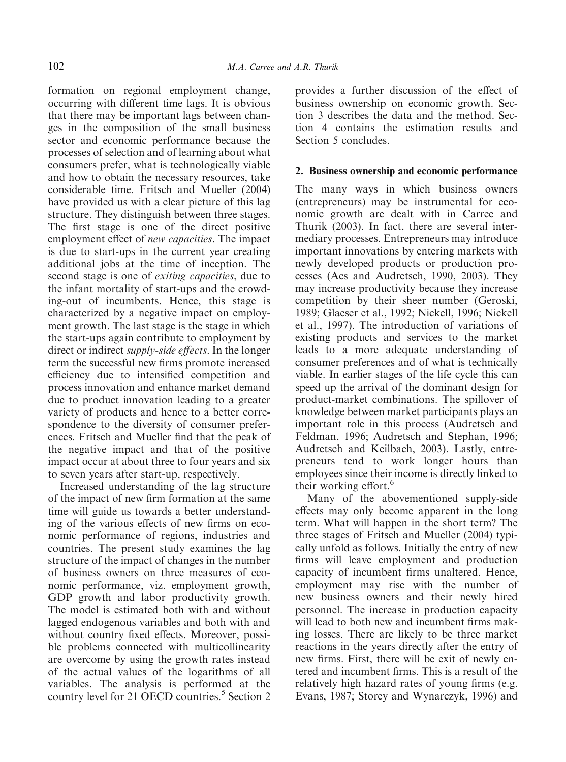formation on regional employment change, occurring with different time lags. It is obvious that there may be important lags between changes in the composition of the small business sector and economic performance because the processes of selection and of learning about what consumers prefer, what is technologically viable and how to obtain the necessary resources, take considerable time. Fritsch and Mueller (2004) have provided us with a clear picture of this lag structure. They distinguish between three stages. The first stage is one of the direct positive employment effect of *new capacities*. The impact is due to start-ups in the current year creating additional jobs at the time of inception. The second stage is one of *exiting capacities*, due to the infant mortality of start-ups and the crowding-out of incumbents. Hence, this stage is characterized by a negative impact on employment growth. The last stage is the stage in which the start-ups again contribute to employment by direct or indirect *supply-side effects*. In the longer term the successful new firms promote increased efficiency due to intensified competition and process innovation and enhance market demand due to product innovation leading to a greater variety of products and hence to a better correspondence to the diversity of consumer preferences. Fritsch and Mueller find that the peak of the negative impact and that of the positive impact occur at about three to four years and six to seven years after start-up, respectively.

Increased understanding of the lag structure of the impact of new firm formation at the same time will guide us towards a better understanding of the various effects of new firms on economic performance of regions, industries and countries. The present study examines the lag structure of the impact of changes in the number of business owners on three measures of economic performance, viz. employment growth, GDP growth and labor productivity growth. The model is estimated both with and without lagged endogenous variables and both with and without country fixed effects. Moreover, possible problems connected with multicollinearity are overcome by using the growth rates instead of the actual values of the logarithms of all variables. The analysis is performed at the country level for 21 OECD countries.[5] Section 2 provides a further discussion of the effect of business ownership on economic growth. Section 3 describes the data and the method. Section 4 contains the estimation results and Section 5 concludes.

## 2. Business ownership and economic performance

The many ways in which business owners (entrepreneurs) may be instrumental for economic growth are dealt with in Carree and Thurik (2003). In fact, there are several intermediary processes. Entrepreneurs may introduce important innovations by entering markets with newly developed products or production processes (Acs and Audretsch, 1990, 2003). They may increase productivity because they increase competition by their sheer number (Geroski, 1989; Glaeser et al., 1992; Nickell, 1996; Nickell et al., 1997). The introduction of variations of existing products and services to the market leads to a more adequate understanding of consumer preferences and of what is technically viable. In earlier stages of the life cycle this can speed up the arrival of the dominant design for product-market combinations. The spillover of knowledge between market participants plays an important role in this process (Audretsch and Feldman, 1996; Audretsch and Stephan, 1996; Audretsch and Keilbach, 2003). Lastly, entrepreneurs tend to work longer hours than employees since their income is directly linked to their working effort.[6]

Many of the abovementioned supply-side effects may only become apparent in the long term. What will happen in the short term? The three stages of Fritsch and Mueller (2004) typically unfold as follows. Initially the entry of new firms will leave employment and production capacity of incumbent firms unaltered. Hence, employment may rise with the number of new business owners and their newly hired personnel. The increase in production capacity will lead to both new and incumbent firms making losses. There are likely to be three market reactions in the years directly after the entry of new firms. First, there will be exit of newly entered and incumbent firms. This is a result of the relatively high hazard rates of young firms (e.g. Evans, 1987; Storey and Wynarczyk, 1996) and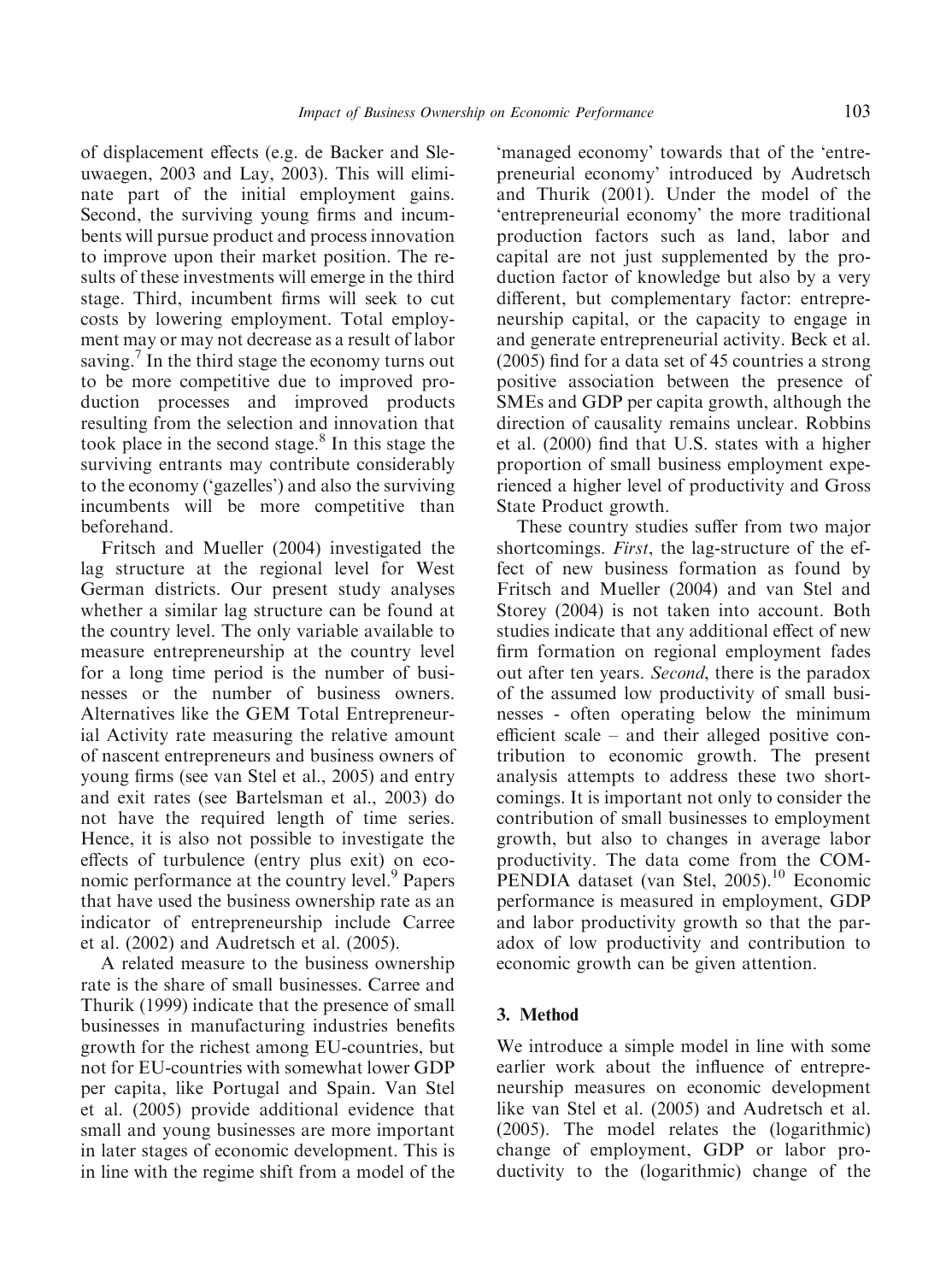of displacement effects (e.g. de Backer and Sleuwaegen, 2003 and Lay, 2003). This will eliminate part of the initial employment gains. Second, the surviving young firms and incumbents will pursue product and process innovation to improve upon their market position. The results of these investments will emerge in the third stage. Third, incumbent firms will seek to cut costs by lowering employment. Total employment may or may not decrease as a result of labor saving.[7] In the third stage the economy turns out to be more competitive due to improved production processes and improved products resulting from the selection and innovation that took place in the second stage.[8] In this stage the surviving entrants may contribute considerably to the economy ('gazelles') and also the surviving incumbents will be more competitive than beforehand.

Fritsch and Mueller (2004) investigated the lag structure at the regional level for West German districts. Our present study analyses whether a similar lag structure can be found at the country level. The only variable available to measure entrepreneurship at the country level for a long time period is the number of businesses or the number of business owners. Alternatives like the GEM Total Entrepreneurial Activity rate measuring the relative amount of nascent entrepreneurs and business owners of young firms (see van Stel et al., 2005) and entry and exit rates (see Bartelsman et al., 2003) do not have the required length of time series. Hence, it is also not possible to investigate the effects of turbulence (entry plus exit) on economic performance at the country level.[9] Papers that have used the business ownership rate as an indicator of entrepreneurship include Carree et al. (2002) and Audretsch et al. (2005).

A related measure to the business ownership rate is the share of small businesses. Carree and Thurik (1999) indicate that the presence of small businesses in manufacturing industries benefits growth for the richest among EU-countries, but not for EU-countries with somewhat lower GDP per capita, like Portugal and Spain. Van Stel et al. (2005) provide additional evidence that small and young businesses are more important in later stages of economic development. This is in line with the regime shift from a model of the 'managed economy' towards that of the 'entrepreneurial economy' introduced by Audretsch and Thurik (2001). Under the model of the 'entrepreneurial economy' the more traditional production factors such as land, labor and capital are not just supplemented by the production factor of knowledge but also by a very different, but complementary factor: entrepreneurship capital, or the capacity to engage in and generate entrepreneurial activity. Beck et al. (2005) find for a data set of 45 countries a strong positive association between the presence of SMEs and GDP per capita growth, although the direction of causality remains unclear. Robbins et al. (2000) find that U.S. states with a higher proportion of small business employment experienced a higher level of productivity and Gross State Product growth.

These country studies suffer from two major shortcomings. *First*, the lag-structure of the effect of new business formation as found by Fritsch and Mueller (2004) and van Stel and Storey (2004) is not taken into account. Both studies indicate that any additional effect of new firm formation on regional employment fades out after ten years. *Second*, there is the paradox of the assumed low productivity of small businesses - often operating below the minimum efficient scale – and their alleged positive contribution to economic growth. The present analysis attempts to address these two shortcomings. It is important not only to consider the contribution of small businesses to employment growth, but also to changes in average labor productivity. The data come from the COMPENDIA dataset (van Stel, 2005).[10] Economic performance is measured in employment, GDP and labor productivity growth so that the paradox of low productivity and contribution to economic growth can be given attention.

## 3. Method

We introduce a simple model in line with some earlier work about the influence of entrepreneurship measures on economic development like van Stel et al. (2005) and Audretsch et al. (2005). The model relates the (logarithmic) change of employment, GDP or labor productivity to the (logarithmic) change of the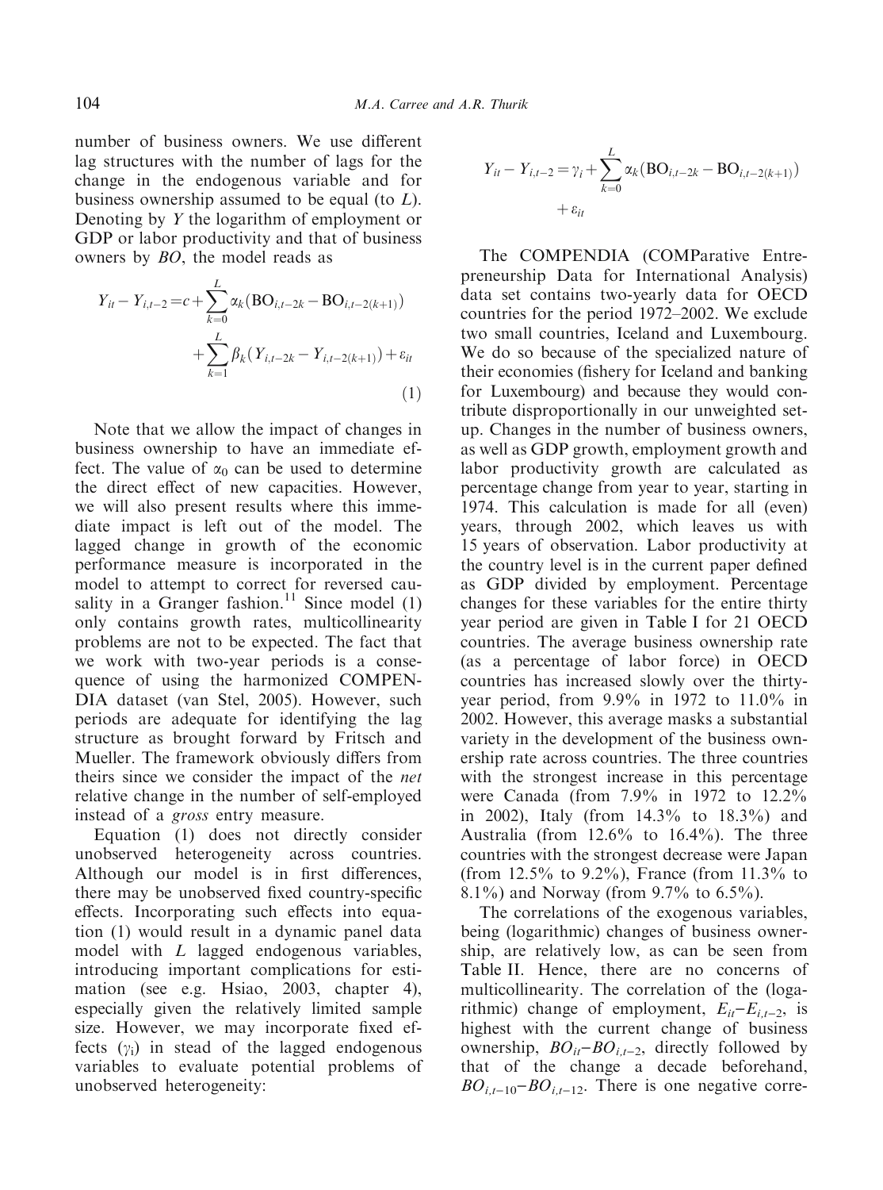number of business owners. We use different lag structures with the number of lags for the change in the endogenous variable and for business ownership assumed to be equal (to $L$). Denoting by $Y$ the logarithm of employment or GDP or labor productivity and that of business owners by $BO$, the model reads as

$$Y_{it} - Y_{i,t-2} = c + \sum_{k=0}^{L} \alpha_k (\mathrm{BO}_{i,t-2k} - \mathrm{BO}_{i,t-2(k+1)}) + \sum_{k=1}^{L} \beta_k (Y_{i,t-2k} - Y_{i,t-2(k+1)}) + \varepsilon_{it} \quad (1)$$

Note that we allow the impact of changes in business ownership to have an immediate effect. The value of $\alpha_0$ can be used to determine the direct effect of new capacities. However, we will also present results where this immediate impact is left out of the model. The lagged change in growth of the economic performance measure is incorporated in the model to attempt to correct for reversed causality in a Granger fashion.[11] Since model (1) only contains growth rates, multicollinearity problems are not to be expected. The fact that we work with two-year periods is a consequence of using the harmonized COMPENDIA dataset (van Stel, 2005). However, such periods are adequate for identifying the lag structure as brought forward by Fritsch and Mueller. The framework obviously differs from theirs since we consider the impact of the *net* relative change in the number of self-employed instead of a *gross* entry measure.

Equation (1) does not directly consider unobserved heterogeneity across countries. Although our model is in first differences, there may be unobserved fixed country-specific effects. Incorporating such effects into equation (1) would result in a dynamic panel data model with $L$ lagged endogenous variables, introducing important complications for estimation (see e.g. Hsiao, 2003, chapter 4), especially given the relatively limited sample size. However, we may incorporate fixed effects ($\gamma_i$) in stead of the lagged endogenous variables to evaluate potential problems of unobserved heterogeneity:

$$Y_{it} - Y_{i,t-2} = \gamma_i + \sum_{k=0}^{L} \alpha_k (\mathrm{BO}_{i,t-2k} - \mathrm{BO}_{i,t-2(k+1)}) + \varepsilon_{it}$$

The COMPENDIA (COMParative Entrepreneurship Data for International Analysis) data set contains two-yearly data for OECD countries for the period 1972–2002. We exclude two small countries, Iceland and Luxembourg. We do so because of the specialized nature of their economies (fishery for Iceland and banking for Luxembourg) and because they would contribute disproportionally in our unweighted setup. Changes in the number of business owners, as well as GDP growth, employment growth and labor productivity growth are calculated as percentage change from year to year, starting in 1974. This calculation is made for all (even) years, through 2002, which leaves us with 15 years of observation. Labor productivity at the country level is in the current paper defined as GDP divided by employment. Percentage changes for these variables for the entire thirty year period are given in Table I for 21 OECD countries. The average business ownership rate (as a percentage of labor force) in OECD countries has increased slowly over the thirty-year period, from 9.9% in 1972 to 11.0% in 2002. However, this average masks a substantial variety in the development of the business ownership rate across countries. The three countries with the strongest increase in this percentage were Canada (from 7.9% in 1972 to 12.2% in 2002), Italy (from 14.3% to 18.3%) and Australia (from 12.6% to 16.4%). The three countries with the strongest decrease were Japan (from 12.5% to 9.2%), France (from 11.3% to 8.1%) and Norway (from 9.7% to 6.5%).

The correlations of the exogenous variables, being (logarithmic) changes of business ownership, are relatively low, as can be seen from Table II. Hence, there are no concerns of multicollinearity. The correlation of the (logarithmic) change of employment, $E_{it}$–$E_{i,t-2}$, is highest with the current change of business ownership, $BO_{it}$–$BO_{i,t-2}$, directly followed by that of the change a decade beforehand, $BO_{i,t-10}$–$BO_{i,t-12}$. There is one negative corre-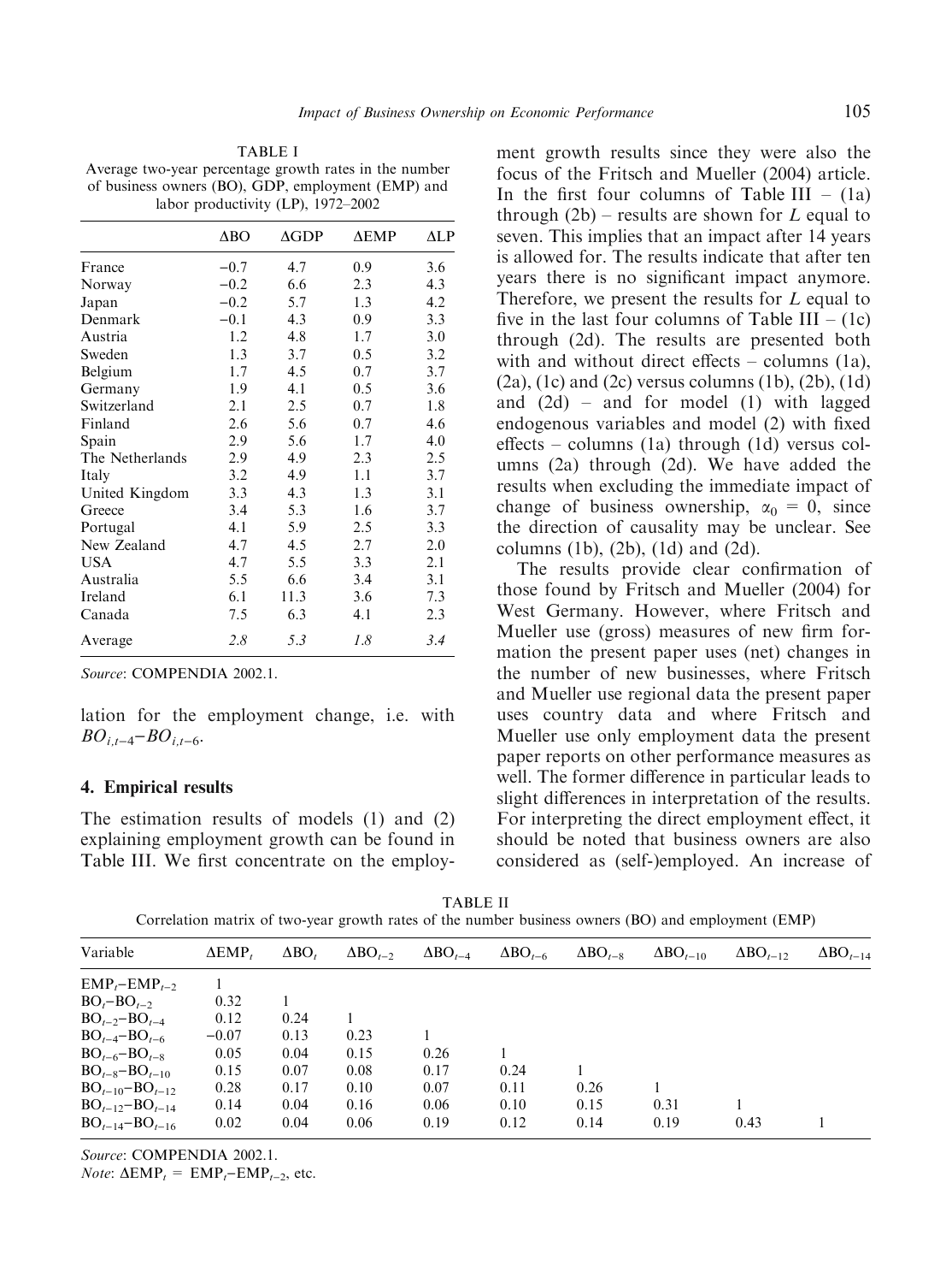TABLE I
Average two-year percentage growth rates in the number of business owners (BO), GDP, employment (EMP) and labor productivity (LP), 1972–2002

| | ΔBO | ΔGDP | ΔEMP | ΔLP |
|---|---|---|---|---|
| France | −0.7 | 4.7 | 0.9 | 3.6 |
| Norway | −0.2 | 6.6 | 2.3 | 4.3 |
| Japan | −0.2 | 5.7 | 1.3 | 4.2 |
| Denmark | −0.1 | 4.3 | 0.9 | 3.3 |
| Austria | 1.2 | 4.8 | 1.7 | 3.0 |
| Sweden | 1.3 | 3.7 | 0.5 | 3.2 |
| Belgium | 1.7 | 4.5 | 0.7 | 3.7 |
| Germany | 1.9 | 4.1 | 0.5 | 3.6 |
| Switzerland | 2.1 | 2.5 | 0.7 | 1.8 |
| Finland | 2.6 | 5.6 | 0.7 | 4.6 |
| Spain | 2.9 | 5.6 | 1.7 | 4.0 |
| The Netherlands | 2.9 | 4.9 | 2.3 | 2.5 |
| Italy | 3.2 | 4.9 | 1.1 | 3.7 |
| United Kingdom | 3.3 | 4.3 | 1.3 | 3.1 |
| Greece | 3.4 | 5.3 | 1.6 | 3.7 |
| Portugal | 4.1 | 5.9 | 2.5 | 3.3 |
| New Zealand | 4.7 | 4.5 | 2.7 | 2.0 |
| USA | 4.7 | 5.5 | 3.3 | 2.1 |
| Australia | 5.5 | 6.6 | 3.4 | 3.1 |
| Ireland | 6.1 | 11.3 | 3.6 | 7.3 |
| Canada | 7.5 | 6.3 | 4.1 | 2.3 |
| Average | *2.8* | *5.3* | *1.8* | *3.4* |

*Source*: COMPENDIA 2002.1.

lation for the employment change, i.e. with $BO_{i,t-4}-BO_{i,t-6}$.

## 4. Empirical results

The estimation results of models (1) and (2) explaining employment growth can be found in Table III. We first concentrate on the employment growth results since they were also the focus of the Fritsch and Mueller (2004) article. In the first four columns of Table III – (1a) through (2b) – results are shown for $L$ equal to seven. This implies that an impact after 14 years is allowed for. The results indicate that after ten years there is no significant impact anymore. Therefore, we present the results for $L$ equal to five in the last four columns of Table III – (1c) through (2d). The results are presented both with and without direct effects – columns (1a), (2a), (1c) and (2c) versus columns (1b), (2b), (1d) and (2d) – and for model (1) with lagged endogenous variables and model (2) with fixed effects – columns (1a) through (1d) versus columns (2a) through (2d). We have added the results when excluding the immediate impact of change of business ownership, $\alpha_0 = 0$, since the direction of causality may be unclear. See columns (1b), (2b), (1d) and (2d).

The results provide clear confirmation of those found by Fritsch and Mueller (2004) for West Germany. However, where Fritsch and Mueller use (gross) measures of new firm formation the present paper uses (net) changes in the number of new businesses, where Fritsch and Mueller use regional data the present paper uses country data and where Fritsch and Mueller use only employment data the present paper reports on other performance measures as well. The former difference in particular leads to slight differences in interpretation of the results. For interpreting the direct employment effect, it should be noted that business owners are also considered as (self-)employed. An increase of

TABLE II
Correlation matrix of two-year growth rates of the number business owners (BO) and employment (EMP)

| Variable | $\Delta EMP_t$ | $\Delta BO_t$ | $\Delta BO_{t-2}$ | $\Delta BO_{t-4}$ | $\Delta BO_{t-6}$ | $\Delta BO_{t-8}$ | $\Delta BO_{t-10}$ | $\Delta BO_{t-12}$ | $\Delta BO_{t-14}$ |
|---|---|---|---|---|---|---|---|---|---|
| $EMP_t-EMP_{t-2}$ | 1 | | | | | | | | |
| $BO_t-BO_{t-2}$ | 0.32 | 1 | | | | | | | |
| $BO_{t-2}-BO_{t-4}$ | 0.12 | 0.24 | 1 | | | | | | |
| $BO_{t-4}-BO_{t-6}$ | −0.07 | 0.13 | 0.23 | 1 | | | | | |
| $BO_{t-6}-BO_{t-8}$ | 0.05 | 0.04 | 0.15 | 0.26 | 1 | | | | |
| $BO_{t-8}-BO_{t-10}$ | 0.15 | 0.07 | 0.08 | 0.17 | 0.24 | 1 | | | |
| $BO_{t-10}-BO_{t-12}$ | 0.28 | 0.17 | 0.10 | 0.07 | 0.11 | 0.26 | 1 | | |
| $BO_{t-12}-BO_{t-14}$ | 0.14 | 0.04 | 0.16 | 0.06 | 0.10 | 0.15 | 0.31 | 1 | |
| $BO_{t-14}-BO_{t-16}$ | 0.02 | 0.04 | 0.06 | 0.19 | 0.12 | 0.14 | 0.19 | 0.43 | 1 |

*Source*: COMPENDIA 2002.1.
*Note*: $\Delta EMP_t = EMP_t-EMP_{t-2}$, etc.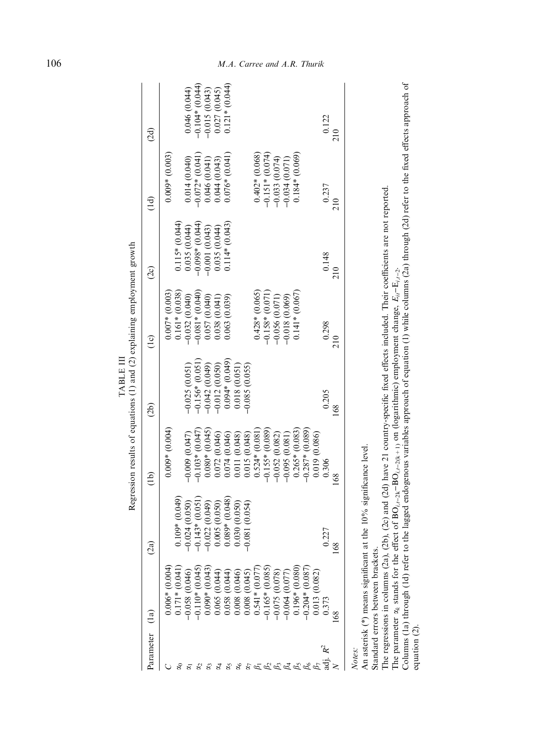TABLE III

Regression results of equations (1) and (2) explaining employment growth

| Parameter | (1a) | (2a) | (1b) | (2b) | (1c) | (2c) | (1d) | (2d) |
|---|---|---|---|---|---|---|---|---|
| $C$ | 0.006* (0.004) | | 0.009* (0.004) | | 0.007* (0.003) | | 0.009* (0.003) | |
| $\alpha_0$ | 0.171* (0.041) | 0.109* (0.049) | | | 0.161* (0.038) | 0.115* (0.044) | | |
| $\alpha_1$ | −0.058 (0.046) | −0.024 (0.050) | −0.009 (0.047) | −0.025 (0.051) | −0.032 (0.040) | 0.035 (0.044) | 0.014 (0.040) | 0.046 (0.044) |
| $\alpha_2$ | −0.110* (0.045) | −0.143* (0.051) | −0.103* (0.047) | −0.156* (0.051) | −0.081* (0.040) | −0.098* (0.044) | −0.072* (0.041) | −0.104* (0.044) |
| $\alpha_3$ | 0.090* (0.043) | −0.022 (0.049) | 0.080* (0.045) | −0.042 (0.049) | 0.057 (0.040) | −0.001 (0.043) | 0.046 (0.041) | −0.015 (0.043) |
| $\alpha_4$ | 0.065 (0.044) | 0.005 (0.050) | 0.072 (0.046) | −0.012 (0.050) | 0.038 (0.041) | 0.035 (0.044) | 0.044 (0.043) | 0.027 (0.045) |
| $\alpha_5$ | 0.058 (0.044) | 0.089* (0.048) | 0.074 (0.046) | 0.094* (0.049) | 0.063 (0.039) | 0.114* (0.043) | 0.076* (0.041) | 0.121* (0.044) |
| $\alpha_6$ | 0.008 (0.046) | 0.030 (0.050) | 0.011 (0.048) | 0.018 (0.051) | | | | |
| $\alpha_7$ | 0.008 (0.045) | −0.081 (0.054) | 0.015 (0.048) | −0.085 (0.055) | | | | |
| $\beta_1$ | 0.541* (0.077) | | 0.524* (0.081) | | 0.428* (0.065) | | 0.402* (0.068) | |
| $\beta_2$ | −0.165* (0.085) | | −0.155* (0.089) | | −0.158* (0.071) | | −0.151* (0.074) | |
| $\beta_3$ | −0.075 (0.078) | | −0.052 (0.082) | | −0.056 (0.071) | | −0.033 (0.074) | |
| $\beta_4$ | −0.064 (0.077) | | −0.095 (0.081) | | −0.018 (0.069) | | −0.034 (0.071) | |
| $\beta_5$ | 0.196* (0.080) | | 0.265* (0.083) | | 0.141* (0.067) | | 0.184* (0.069) | |
| $\beta_6$ | −0.204* (0.087) | | −0.287* (0.089) | | | | | |
| $\beta_7$ | 0.013 (0.082) | | 0.019 (0.086) | | | | | |
| adj. $R^2$ | 0.373 | 0.227 | 0.306 | 0.205 | 0.298 | 0.148 | 0.237 | 0.122 |
| $N$ | 168 | 168 | 168 | 168 | 210 | 210 | 210 | 210 |

*Notes:*

An asterisk (*) means significant at the 10% significance level.

Standard errors between brackets.

The regressions in columns (2a), (2b), (2c) and (2d) have 21 country-specific fixed effects included. Their coefficients are not reported.

The parameter $\alpha_k$ stands for the effect of $BO_{i,t-2k} - BO_{i,t-2(k+1)}$ on (logarithmic) employment change, $E_{it} - E_{i,t-2}$.

Columns (1a) through (1d) refer to the lagged endogenous variables approach of equation (1) while columns (2a) through (2d) refer to the fixed effects approach of equation (2).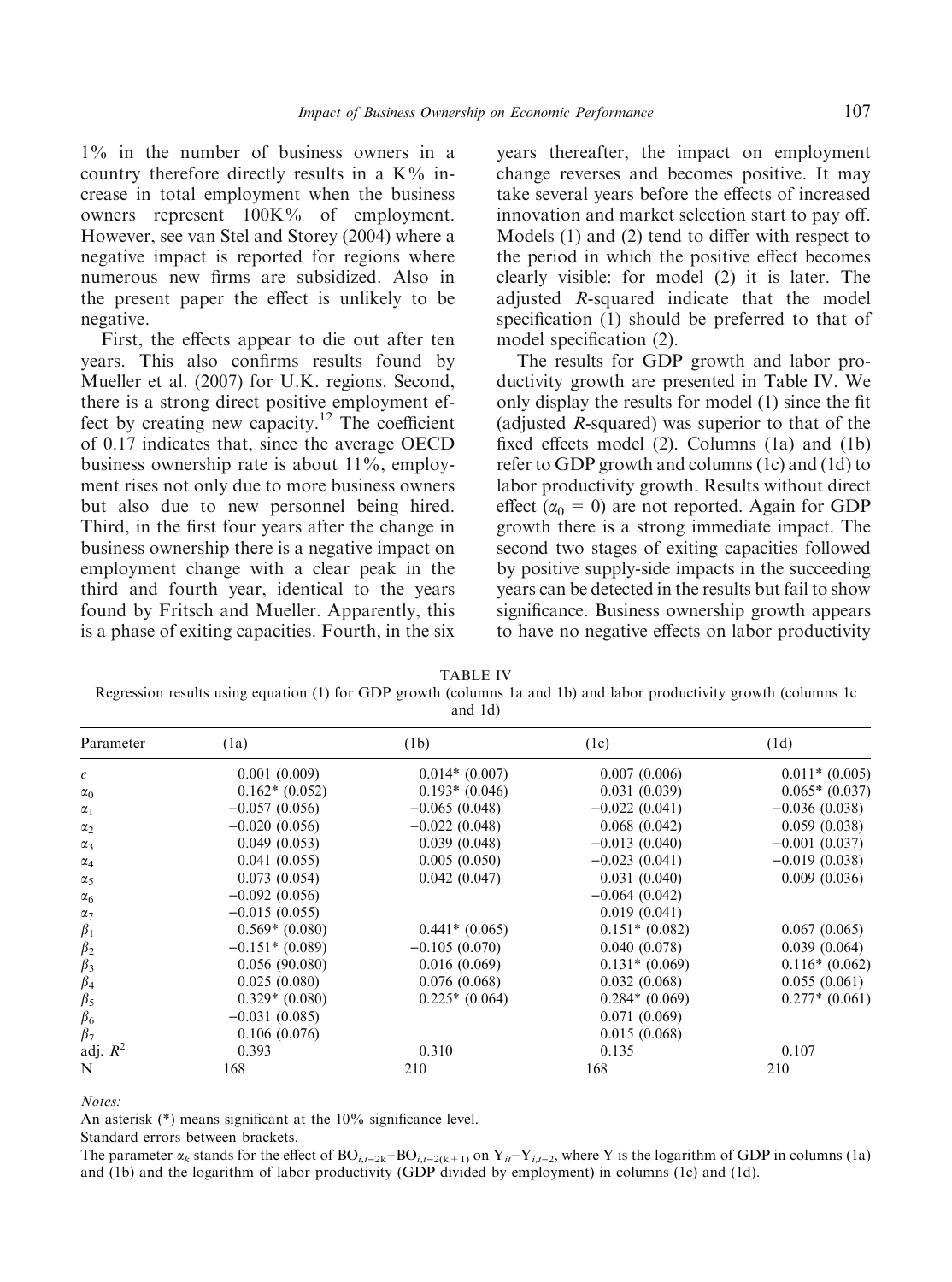1% in the number of business owners in a country therefore directly results in a K% increase in total employment when the business owners represent 100K% of employment. However, see van Stel and Storey (2004) where a negative impact is reported for regions where numerous new firms are subsidized. Also in the present paper the effect is unlikely to be negative.

First, the effects appear to die out after ten years. This also confirms results found by Mueller et al. (2007) for U.K. regions. Second, there is a strong direct positive employment effect by creating new capacity.[12] The coefficient of 0.17 indicates that, since the average OECD business ownership rate is about 11%, employment rises not only due to more business owners but also due to new personnel being hired. Third, in the first four years after the change in business ownership there is a negative impact on employment change with a clear peak in the third and fourth year, identical to the years found by Fritsch and Mueller. Apparently, this is a phase of exiting capacities. Fourth, in the six years thereafter, the impact on employment change reverses and becomes positive. It may take several years before the effects of increased innovation and market selection start to pay off. Models (1) and (2) tend to differ with respect to the period in which the positive effect becomes clearly visible: for model (2) it is later. The adjusted *R*-squared indicate that the model specification (1) should be preferred to that of model specification (2).

The results for GDP growth and labor productivity growth are presented in Table IV. We only display the results for model (1) since the fit (adjusted *R*-squared) was superior to that of the fixed effects model (2). Columns (1a) and (1b) refer to GDP growth and columns (1c) and (1d) to labor productivity growth. Results without direct effect ($\alpha_0 = 0$) are not reported. Again for GDP growth there is a strong immediate impact. The second two stages of exiting capacities followed by positive supply-side impacts in the succeeding years can be detected in the results but fail to show significance. Business ownership growth appears to have no negative effects on labor productivity

TABLE IV

Regression results using equation (1) for GDP growth (columns 1a and 1b) and labor productivity growth (columns 1c and 1d)

| Parameter | (1a) | (1b) | (1c) | (1d) |
|---|---|---|---|---|
| $c$ | 0.001 (0.009) | 0.014* (0.007) | 0.007 (0.006) | 0.011* (0.005) |
| $\alpha_0$ | 0.162* (0.052) | 0.193* (0.046) | 0.031 (0.039) | 0.065* (0.037) |
| $\alpha_1$ | −0.057 (0.056) | −0.065 (0.048) | −0.022 (0.041) | −0.036 (0.038) |
| $\alpha_2$ | −0.020 (0.056) | −0.022 (0.048) | 0.068 (0.042) | 0.059 (0.038) |
| $\alpha_3$ | 0.049 (0.053) | 0.039 (0.048) | −0.013 (0.040) | −0.001 (0.037) |
| $\alpha_4$ | 0.041 (0.055) | 0.005 (0.050) | −0.023 (0.041) | −0.019 (0.038) |
| $\alpha_5$ | 0.073 (0.054) | 0.042 (0.047) | 0.031 (0.040) | 0.009 (0.036) |
| $\alpha_6$ | −0.092 (0.056) | | −0.064 (0.042) | |
| $\alpha_7$ | −0.015 (0.055) | | 0.019 (0.041) | |
| $\beta_1$ | 0.569* (0.080) | 0.441* (0.065) | 0.151* (0.082) | 0.067 (0.065) |
| $\beta_2$ | −0.151* (0.089) | −0.105 (0.070) | 0.040 (0.078) | 0.039 (0.064) |
| $\beta_3$ | 0.056 (90.080) | 0.016 (0.069) | 0.131* (0.069) | 0.116* (0.062) |
| $\beta_4$ | 0.025 (0.080) | 0.076 (0.068) | 0.032 (0.068) | 0.055 (0.061) |
| $\beta_5$ | 0.329* (0.080) | 0.225* (0.064) | 0.284* (0.069) | 0.277* (0.061) |
| $\beta_6$ | −0.031 (0.085) | | 0.071 (0.069) | |
| $\beta_7$ | 0.106 (0.076) | | 0.015 (0.068) | |
| adj. $R^2$ | 0.393 | 0.310 | 0.135 | 0.107 |
| N | 168 | 210 | 168 | 210 |

*Notes:*

An asterisk (*) means significant at the 10% significance level.

Standard errors between brackets.

The parameter $\alpha_k$ stands for the effect of $BO_{i,t-2k} - BO_{i,t-2(k+1)}$ on $Y_{it} - Y_{i,t-2}$, where Y is the logarithm of GDP in columns (1a) and (1b) and the logarithm of labor productivity (GDP divided by employment) in columns (1c) and (1d).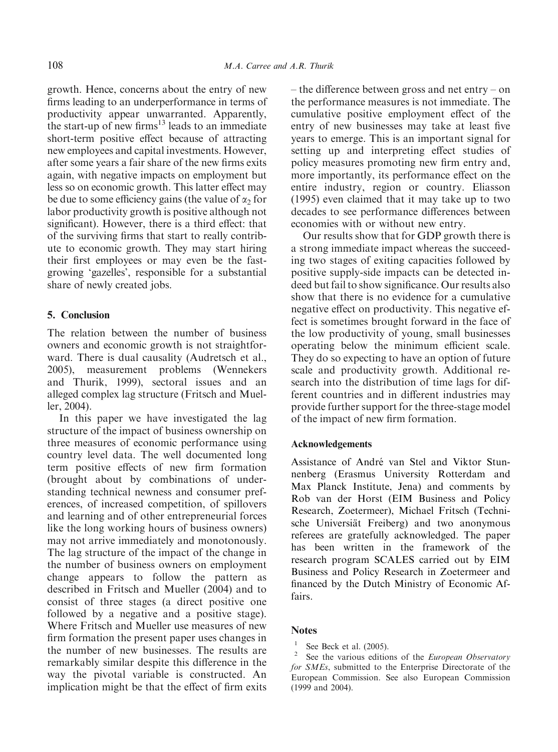growth. Hence, concerns about the entry of new firms leading to an underperformance in terms of productivity appear unwarranted. Apparently, the start-up of new firms[13] leads to an immediate short-term positive effect because of attracting new employees and capital investments. However, after some years a fair share of the new firms exits again, with negative impacts on employment but less so on economic growth. This latter effect may be due to some efficiency gains (the value of $\alpha_2$ for labor productivity growth is positive although not significant). However, there is a third effect: that of the surviving firms that start to really contribute to economic growth. They may start hiring their first employees or may even be the fast-growing 'gazelles', responsible for a substantial share of newly created jobs.

## 5. Conclusion

The relation between the number of business owners and economic growth is not straightforward. There is dual causality (Audretsch et al., 2005), measurement problems (Wennekers and Thurik, 1999), sectoral issues and an alleged complex lag structure (Fritsch and Mueller, 2004).

In this paper we have investigated the lag structure of the impact of business ownership on three measures of economic performance using country level data. The well documented long term positive effects of new firm formation (brought about by combinations of understanding technical newness and consumer preferences, of increased competition, of spillovers and learning and of other entrepreneurial forces like the long working hours of business owners) may not arrive immediately and monotonously. The lag structure of the impact of the change in the number of business owners on employment change appears to follow the pattern as described in Fritsch and Mueller (2004) and to consist of three stages (a direct positive one followed by a negative and a positive stage). Where Fritsch and Mueller use measures of new firm formation the present paper uses changes in the number of new businesses. The results are remarkably similar despite this difference in the way the pivotal variable is constructed. An implication might be that the effect of firm exits – the difference between gross and net entry – on the performance measures is not immediate. The cumulative positive employment effect of the entry of new businesses may take at least five years to emerge. This is an important signal for setting up and interpreting effect studies of policy measures promoting new firm entry and, more importantly, its performance effect on the entire industry, region or country. Eliasson (1995) even claimed that it may take up to two decades to see performance differences between economies with or without new entry.

Our results show that for GDP growth there is a strong immediate impact whereas the succeeding two stages of exiting capacities followed by positive supply-side impacts can be detected indeed but fail to show significance. Our results also show that there is no evidence for a cumulative negative effect on productivity. This negative effect is sometimes brought forward in the face of the low productivity of young, small businesses operating below the minimum efficient scale. They do so expecting to have an option of future scale and productivity growth. Additional research into the distribution of time lags for different countries and in different industries may provide further support for the three-stage model of the impact of new firm formation.

### Acknowledgements

Assistance of André van Stel and Viktor Stunnenberg (Erasmus University Rotterdam and Max Planck Institute, Jena) and comments by Rob van der Horst (EIM Business and Policy Research, Zoetermeer), Michael Fritsch (Technische Universität Freiberg) and two anonymous referees are gratefully acknowledged. The paper has been written in the framework of the research program SCALES carried out by EIM Business and Policy Research in Zoetermeer and financed by the Dutch Ministry of Economic Affairs.

## Notes

[1] See Beck et al. (2005).

[2] See the various editions of the *European Observatory for SMEs*, submitted to the Enterprise Directorate of the European Commission. See also European Commission (1999 and 2004).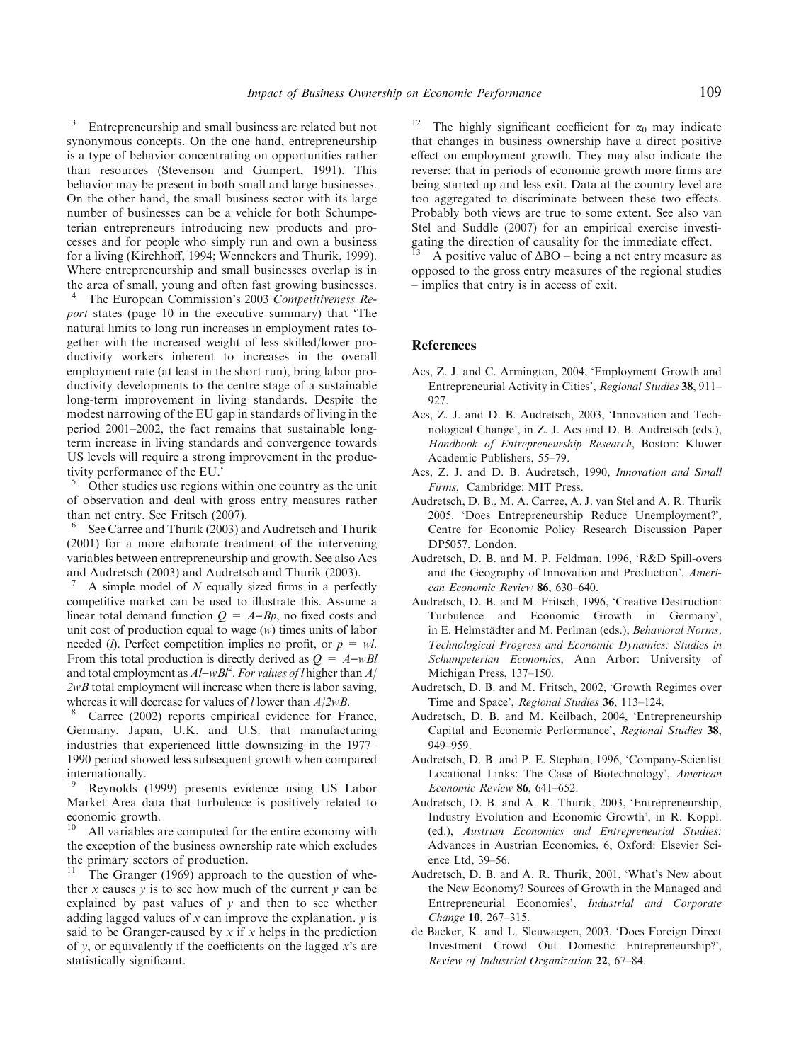[3] Entrepreneurship and small business are related but not synonymous concepts. On the one hand, entrepreneurship is a type of behavior concentrating on opportunities rather than resources (Stevenson and Gumpert, 1991). This behavior may be present in both small and large businesses. On the other hand, the small business sector with its large number of businesses can be a vehicle for both Schumpeterian entrepreneurs introducing new products and processes and for people who simply run and own a business for a living (Kirchhoff, 1994; Wennekers and Thurik, 1999). Where entrepreneurship and small businesses overlap is in the area of small, young and often fast growing businesses.

[4] The European Commission's 2003 *Competitiveness Report* states (page 10 in the executive summary) that 'The natural limits to long run increases in employment rates together with the increased weight of less skilled/lower productivity workers inherent to increases in the overall employment rate (at least in the short run), bring labor productivity developments to the centre stage of a sustainable long-term improvement in living standards. Despite the modest narrowing of the EU gap in standards of living in the period 2001–2002, the fact remains that sustainable long-term increase in living standards and convergence towards US levels will require a strong improvement in the productivity performance of the EU.'

[5] Other studies use regions within one country as the unit of observation and deal with gross entry measures rather than net entry. See Fritsch (2007).

[6] See Carree and Thurik (2003) and Audretsch and Thurik (2001) for a more elaborate treatment of the intervening variables between entrepreneurship and growth. See also Acs and Audretsch (2003) and Audretsch and Thurik (2003).

[7] A simple model of $N$ equally sized firms in a perfectly competitive market can be used to illustrate this. Assume a linear total demand function $Q = A - Bp$, no fixed costs and unit cost of production equal to wage ($w$) times units of labor needed ($l$). Perfect competition implies no profit, or $p = wl$. From this total production is directly derived as $Q = A - wBl$ and total employment as $Al - wBl^2$. *For values of* $l$ higher than $A/2wB$ total employment will increase when there is labor saving, whereas it will decrease for values of $l$ lower than $A/2wB$.

[8] Carree (2002) reports empirical evidence for France, Germany, Japan, U.K. and U.S. that manufacturing industries that experienced little downsizing in the 1977–1990 period showed less subsequent growth when compared internationally.

[9] Reynolds (1999) presents evidence using US Labor Market Area data that turbulence is positively related to economic growth.

[10] All variables are computed for the entire economy with the exception of the business ownership rate which excludes the primary sectors of production.

[11] The Granger (1969) approach to the question of whether $x$ causes $y$ is to see how much of the current $y$ can be explained by past values of $y$ and then to see whether adding lagged values of $x$ can improve the explanation. $y$ is said to be Granger-caused by $x$ if $x$ helps in the prediction of $y$, or equivalently if the coefficients on the lagged $x$'s are statistically significant.

[12] The highly significant coefficient for $\alpha_0$ may indicate that changes in business ownership have a direct positive effect on employment growth. They may also indicate the reverse: that in periods of economic growth more firms are being started up and less exit. Data at the country level are too aggregated to discriminate between these two effects. Probably both views are true to some extent. See also van Stel and Suddle (2007) for an empirical exercise investigating the direction of causality for the immediate effect.

[13] A positive value of $\Delta$BO – being a net entry measure as opposed to the gross entry measures of the regional studies – implies that entry is in access of exit.

## References

Acs, Z. J. and C. Armington, 2004, 'Employment Growth and Entrepreneurial Activity in Cities', *Regional Studies* **38**, 911–927.

Acs, Z. J. and D. B. Audretsch, 2003, 'Innovation and Technological Change', in Z. J. Acs and D. B. Audretsch (eds.), *Handbook of Entrepreneurship Research*, Boston: Kluwer Academic Publishers, 55–79.

Acs, Z. J. and D. B. Audretsch, 1990, *Innovation and Small Firms*, Cambridge: MIT Press.

Audretsch, D. B., M. A. Carree, A. J. van Stel and A. R. Thurik 2005. 'Does Entrepreneurship Reduce Unemployment?', Centre for Economic Policy Research Discussion Paper DP5057, London.

Audretsch, D. B. and M. P. Feldman, 1996, 'R&D Spill-overs and the Geography of Innovation and Production', *American Economic Review* **86**, 630–640.

Audretsch, D. B. and M. Fritsch, 1996, 'Creative Destruction: Turbulence and Economic Growth in Germany', in E. Helmstädter and M. Perlman (eds.), *Behavioral Norms, Technological Progress and Economic Dynamics: Studies in Schumpeterian Economics*, Ann Arbor: University of Michigan Press, 137–150.

Audretsch, D. B. and M. Fritsch, 2002, 'Growth Regimes over Time and Space', *Regional Studies* **36**, 113–124.

Audretsch, D. B. and M. Keilbach, 2004, 'Entrepreneurship Capital and Economic Performance', *Regional Studies* **38**, 949–959.

Audretsch, D. B. and P. E. Stephan, 1996, 'Company-Scientist Locational Links: The Case of Biotechnology', *American Economic Review* **86**, 641–652.

Audretsch, D. B. and A. R. Thurik, 2003, 'Entrepreneurship, Industry Evolution and Economic Growth', in R. Koppl. (ed.), *Austrian Economics and Entrepreneurial Studies:* Advances in Austrian Economics, 6, Oxford: Elsevier Science Ltd, 39–56.

Audretsch, D. B. and A. R. Thurik, 2001, 'What's New about the New Economy? Sources of Growth in the Managed and Entrepreneurial Economies', *Industrial and Corporate Change* **10**, 267–315.

de Backer, K. and L. Sleuwaegen, 2003, 'Does Foreign Direct Investment Crowd Out Domestic Entrepreneurship?', *Review of Industrial Organization* **22**, 67–84.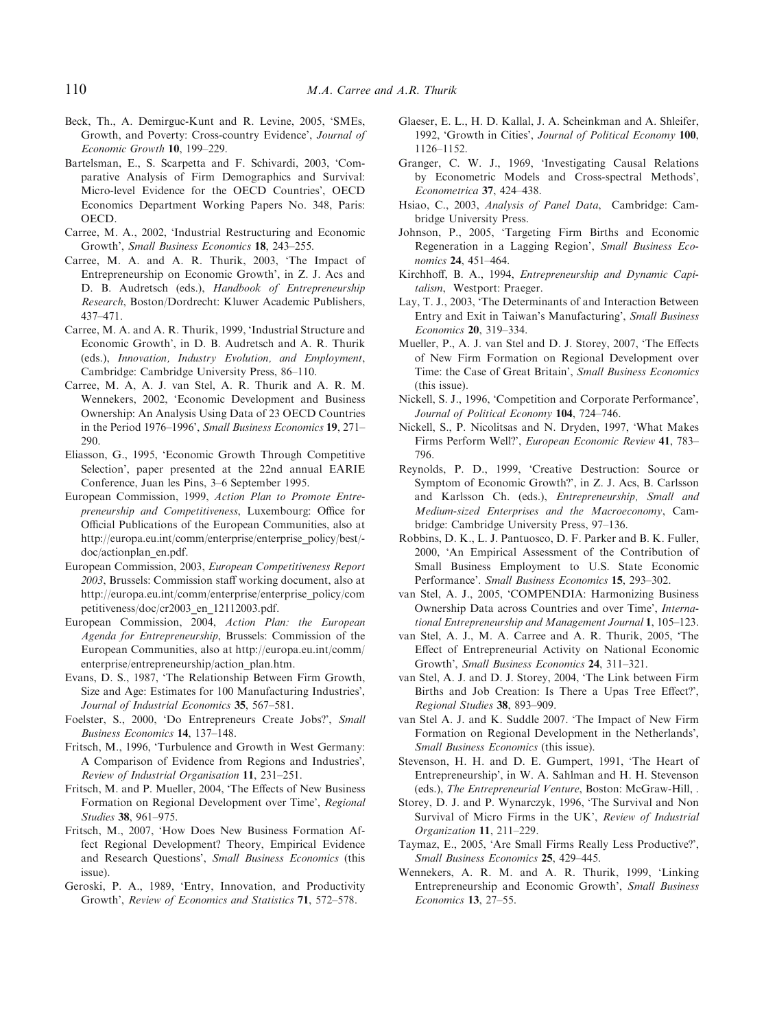Beck, Th., A. Demirguc-Kunt and R. Levine, 2005, 'SMEs, Growth, and Poverty: Cross-country Evidence', *Journal of Economic Growth* **10**, 199–229.

Bartelsman, E., S. Scarpetta and F. Schivardi, 2003, 'Comparative Analysis of Firm Demographics and Survival: Micro-level Evidence for the OECD Countries', OECD Economics Department Working Papers No. 348, Paris: OECD.

Carree, M. A., 2002, 'Industrial Restructuring and Economic Growth', *Small Business Economics* **18**, 243–255.

Carree, M. A. and A. R. Thurik, 2003, 'The Impact of Entrepreneurship on Economic Growth', in Z. J. Acs and D. B. Audretsch (eds.), *Handbook of Entrepreneurship Research*, Boston/Dordrecht: Kluwer Academic Publishers, 437–471.

Carree, M. A. and A. R. Thurik, 1999, 'Industrial Structure and Economic Growth', in D. B. Audretsch and A. R. Thurik (eds.), *Innovation, Industry Evolution, and Employment*, Cambridge: Cambridge University Press, 86–110.

Carree, M. A, A. J. van Stel, A. R. Thurik and A. R. M. Wennekers, 2002, 'Economic Development and Business Ownership: An Analysis Using Data of 23 OECD Countries in the Period 1976–1996', *Small Business Economics* **19**, 271–290.

Eliasson, G., 1995, 'Economic Growth Through Competitive Selection', paper presented at the 22nd annual EARIE Conference, Juan les Pins, 3–6 September 1995.

European Commission, 1999, *Action Plan to Promote Entrepreneurship and Competitiveness*, Luxembourg: Office for Official Publications of the European Communities, also at http://europa.eu.int/comm/enterprise/enterprise_policy/best/-doc/actionplan_en.pdf.

European Commission, 2003, *European Competitiveness Report 2003*, Brussels: Commission staff working document, also at http://europa.eu.int/comm/enterprise/enterprise_policy/competitiveness/doc/cr2003_en_12112003.pdf.

European Commission, 2004, *Action Plan: the European Agenda for Entrepreneurship*, Brussels: Commission of the European Communities, also at http://europa.eu.int/comm/enterprise/entrepreneurship/action_plan.htm.

Evans, D. S., 1987, 'The Relationship Between Firm Growth, Size and Age: Estimates for 100 Manufacturing Industries', *Journal of Industrial Economics* **35**, 567–581.

Foelster, S., 2000, 'Do Entrepreneurs Create Jobs?', *Small Business Economics* **14**, 137–148.

Fritsch, M., 1996, 'Turbulence and Growth in West Germany: A Comparison of Evidence from Regions and Industries', *Review of Industrial Organisation* **11**, 231–251.

Fritsch, M. and P. Mueller, 2004, 'The Effects of New Business Formation on Regional Development over Time', *Regional Studies* **38**, 961–975.

Fritsch, M., 2007, 'How Does New Business Formation Affect Regional Development? Theory, Empirical Evidence and Research Questions', *Small Business Economics* (this issue).

Geroski, P. A., 1989, 'Entry, Innovation, and Productivity Growth', *Review of Economics and Statistics* **71**, 572–578.

Glaeser, E. L., H. D. Kallal, J. A. Scheinkman and A. Shleifer, 1992, 'Growth in Cities', *Journal of Political Economy* **100**, 1126–1152.

Granger, C. W. J., 1969, 'Investigating Causal Relations by Econometric Models and Cross-spectral Methods', *Econometrica* **37**, 424–438.

Hsiao, C., 2003, *Analysis of Panel Data*, Cambridge: Cambridge University Press.

Johnson, P., 2005, 'Targeting Firm Births and Economic Regeneration in a Lagging Region', *Small Business Economics* **24**, 451–464.

Kirchhoff, B. A., 1994, *Entrepreneurship and Dynamic Capitalism*, Westport: Praeger.

Lay, T. J., 2003, 'The Determinants of and Interaction Between Entry and Exit in Taiwan's Manufacturing', *Small Business Economics* **20**, 319–334.

Mueller, P., A. J. van Stel and D. J. Storey, 2007, 'The Effects of New Firm Formation on Regional Development over Time: the Case of Great Britain', *Small Business Economics* (this issue).

Nickell, S. J., 1996, 'Competition and Corporate Performance', *Journal of Political Economy* **104**, 724–746.

Nickell, S., P. Nicolitsas and N. Dryden, 1997, 'What Makes Firms Perform Well?', *European Economic Review* **41**, 783–796.

Reynolds, P. D., 1999, 'Creative Destruction: Source or Symptom of Economic Growth?', in Z. J. Acs, B. Carlsson and Karlsson Ch. (eds.), *Entrepreneurship, Small and Medium-sized Enterprises and the Macroeconomy*, Cambridge: Cambridge University Press, 97–136.

Robbins, D. K., L. J. Pantuosco, D. F. Parker and B. K. Fuller, 2000, 'An Empirical Assessment of the Contribution of Small Business Employment to U.S. State Economic Performance'. *Small Business Economics* **15**, 293–302.

van Stel, A. J., 2005, 'COMPENDIA: Harmonizing Business Ownership Data across Countries and over Time', *International Entrepreneurship and Management Journal* **1**, 105–123.

van Stel, A. J., M. A. Carree and A. R. Thurik, 2005, 'The Effect of Entrepreneurial Activity on National Economic Growth', *Small Business Economics* **24**, 311–321.

van Stel, A. J. and D. J. Storey, 2004, 'The Link between Firm Births and Job Creation: Is There a Upas Tree Effect?', *Regional Studies* **38**, 893–909.

van Stel A. J. and K. Suddle 2007. 'The Impact of New Firm Formation on Regional Development in the Netherlands', *Small Business Economics* (this issue).

Stevenson, H. H. and D. E. Gumpert, 1991, 'The Heart of Entrepreneurship', in W. A. Sahlman and H. H. Stevenson (eds.), *The Entrepreneurial Venture*, Boston: McGraw-Hill, .

Storey, D. J. and P. Wynarczyk, 1996, 'The Survival and Non Survival of Micro Firms in the UK', *Review of Industrial Organization* **11**, 211–229.

Taymaz, E., 2005, 'Are Small Firms Really Less Productive?', *Small Business Economics* **25**, 429–445.

Wennekers, A. R. M. and A. R. Thurik, 1999, 'Linking Entrepreneurship and Economic Growth', *Small Business Economics* **13**, 27–55.